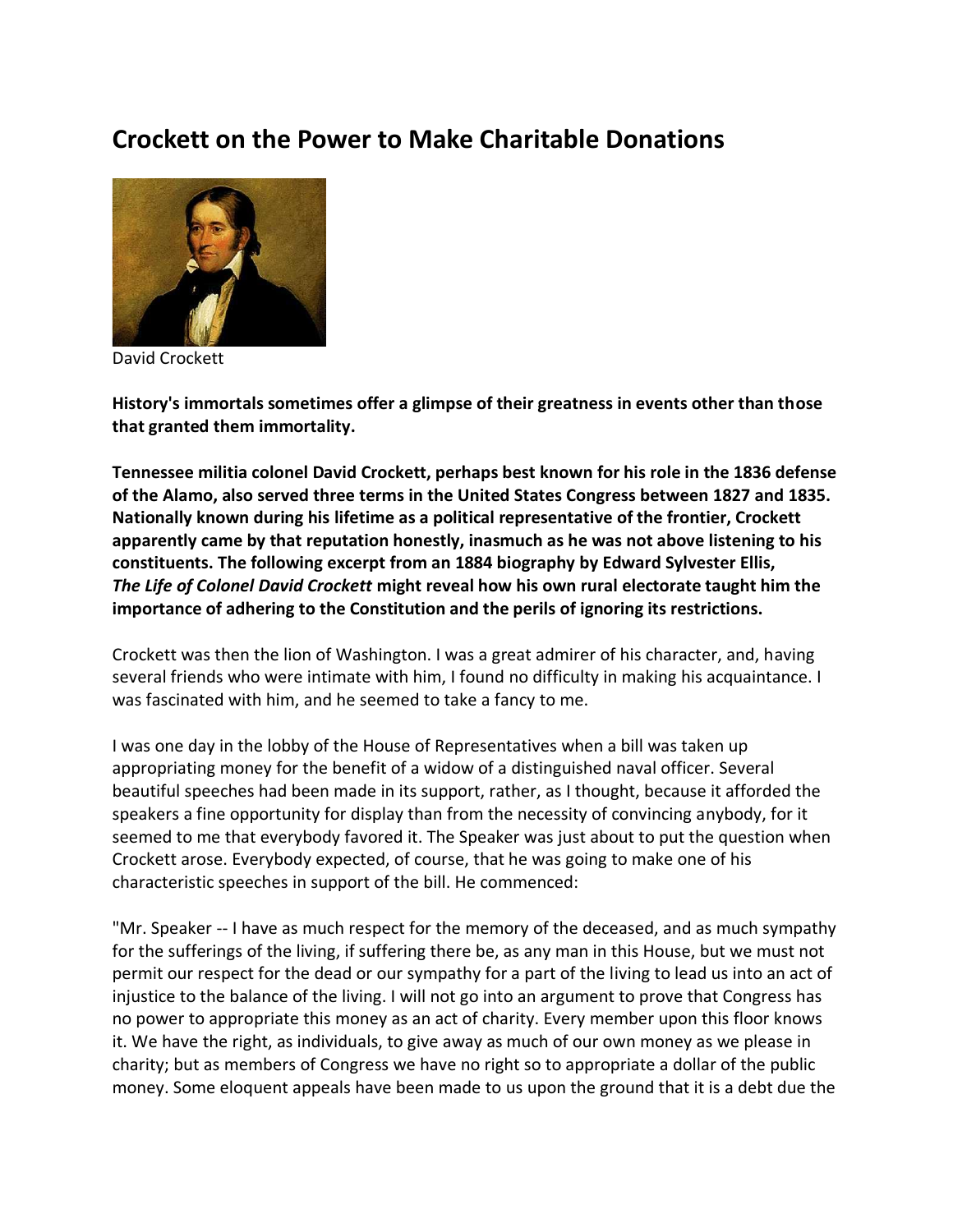# Crockett on the Power to Make Charitable Donations

David Crockett

**History's immortals sometimes offer a glimpse of their greatness in events other than those that granted them immortality.**

**Tennessee militia colonel David Crockett, perhaps best known for his role in the 1836 defense of the Alamo, also served three terms in the United States Congress between 1827 and 1835. Nationally known during his lifetime as a political representative of the frontier, Crockett apparently came by that reputation honestly, inasmuch as he was not above listening to his constituents. The following excerpt from an 1884 biography by Edward Sylvester Ellis, *The Life of Colonel David Crockett* might reveal how his own rural electorate taught him the importance of adhering to the Constitution and the perils of ignoring its restrictions.**

Crockett was then the lion of Washington. I was a great admirer of his character, and, having several friends who were intimate with him, I found no difficulty in making his acquaintance. I was fascinated with him, and he seemed to take a fancy to me.

I was one day in the lobby of the House of Representatives when a bill was taken up appropriating money for the benefit of a widow of a distinguished naval officer. Several beautiful speeches had been made in its support, rather, as I thought, because it afforded the speakers a fine opportunity for display than from the necessity of convincing anybody, for it seemed to me that everybody favored it. The Speaker was just about to put the question when Crockett arose. Everybody expected, of course, that he was going to make one of his characteristic speeches in support of the bill. He commenced:

"Mr. Speaker -- I have as much respect for the memory of the deceased, and as much sympathy for the sufferings of the living, if suffering there be, as any man in this House, but we must not permit our respect for the dead or our sympathy for a part of the living to lead us into an act of injustice to the balance of the living. I will not go into an argument to prove that Congress has no power to appropriate this money as an act of charity. Every member upon this floor knows it. We have the right, as individuals, to give away as much of our own money as we please in charity; but as members of Congress we have no right so to appropriate a dollar of the public money. Some eloquent appeals have been made to us upon the ground that it is a debt due the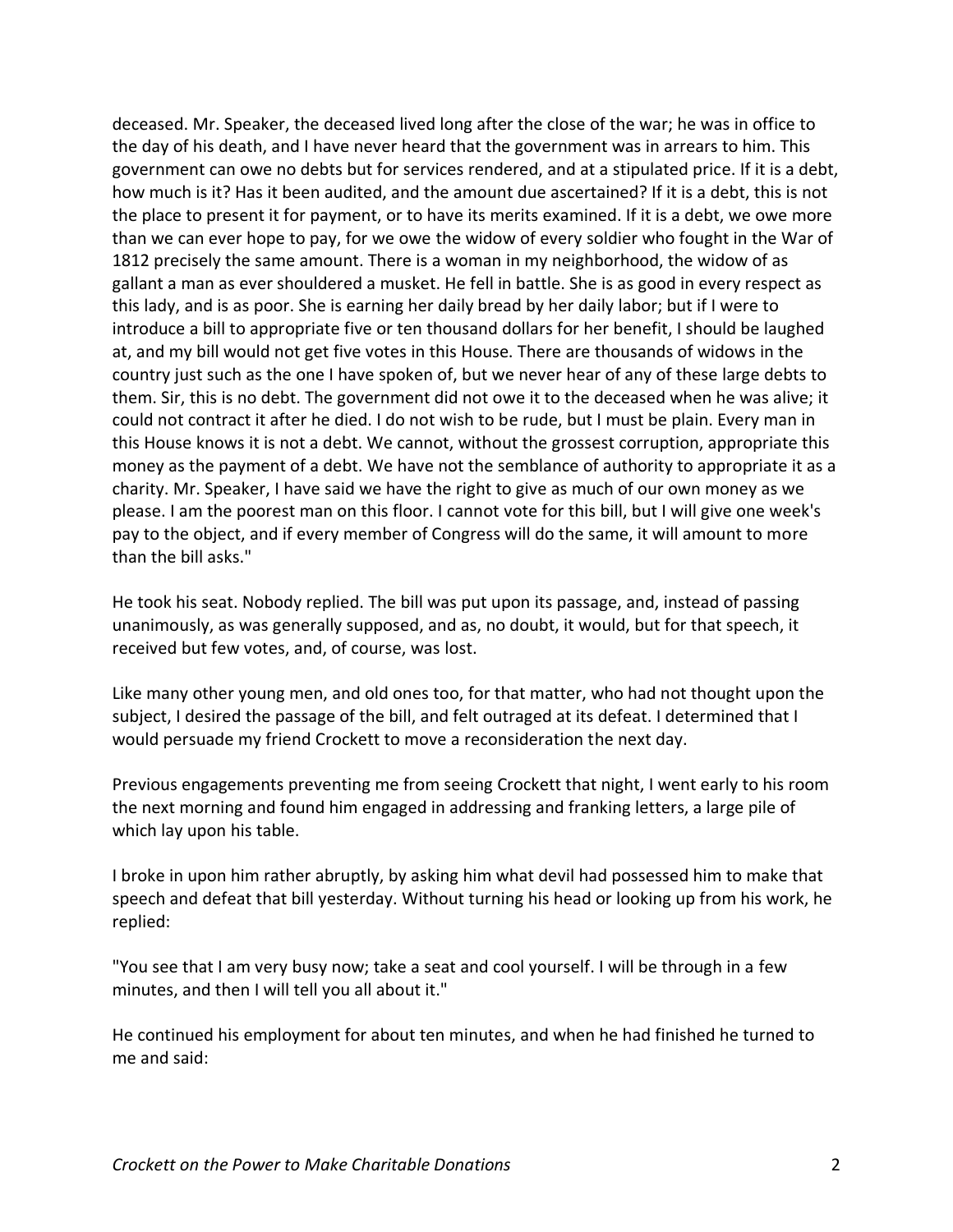deceased. Mr. Speaker, the deceased lived long after the close of the war; he was in office to the day of his death, and I have never heard that the government was in arrears to him. This government can owe no debts but for services rendered, and at a stipulated price. If it is a debt, how much is it? Has it been audited, and the amount due ascertained? If it is a debt, this is not the place to present it for payment, or to have its merits examined. If it is a debt, we owe more than we can ever hope to pay, for we owe the widow of every soldier who fought in the War of 1812 precisely the same amount. There is a woman in my neighborhood, the widow of as gallant a man as ever shouldered a musket. He fell in battle. She is as good in every respect as this lady, and is as poor. She is earning her daily bread by her daily labor; but if I were to introduce a bill to appropriate five or ten thousand dollars for her benefit, I should be laughed at, and my bill would not get five votes in this House. There are thousands of widows in the country just such as the one I have spoken of, but we never hear of any of these large debts to them. Sir, this is no debt. The government did not owe it to the deceased when he was alive; it could not contract it after he died. I do not wish to be rude, but I must be plain. Every man in this House knows it is not a debt. We cannot, without the grossest corruption, appropriate this money as the payment of a debt. We have not the semblance of authority to appropriate it as a charity. Mr. Speaker, I have said we have the right to give as much of our own money as we please. I am the poorest man on this floor. I cannot vote for this bill, but I will give one week's pay to the object, and if every member of Congress will do the same, it will amount to more than the bill asks."

He took his seat. Nobody replied. The bill was put upon its passage, and, instead of passing unanimously, as was generally supposed, and as, no doubt, it would, but for that speech, it received but few votes, and, of course, was lost.

Like many other young men, and old ones too, for that matter, who had not thought upon the subject, I desired the passage of the bill, and felt outraged at its defeat. I determined that I would persuade my friend Crockett to move a reconsideration the next day.

Previous engagements preventing me from seeing Crockett that night, I went early to his room the next morning and found him engaged in addressing and franking letters, a large pile of which lay upon his table.

I broke in upon him rather abruptly, by asking him what devil had possessed him to make that speech and defeat that bill yesterday. Without turning his head or looking up from his work, he replied:

"You see that I am very busy now; take a seat and cool yourself. I will be through in a few minutes, and then I will tell you all about it."

He continued his employment for about ten minutes, and when he had finished he turned to me and said: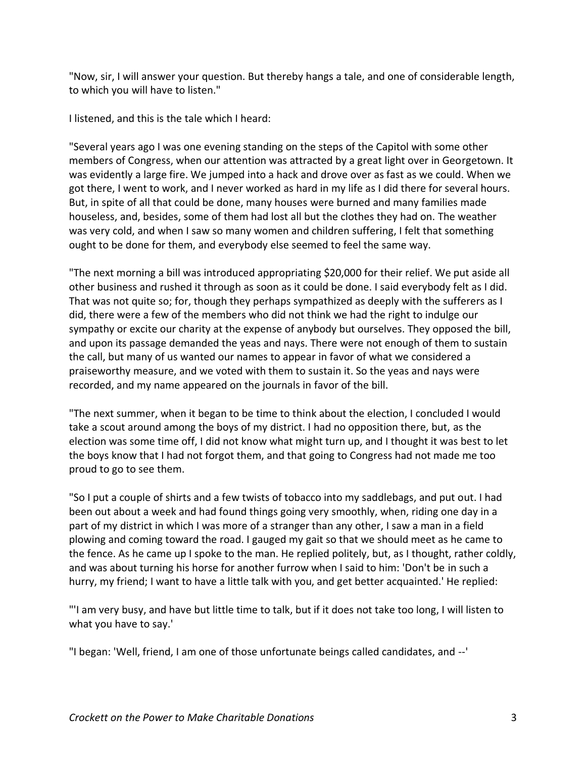"Now, sir, I will answer your question. But thereby hangs a tale, and one of considerable length, to which you will have to listen."

I listened, and this is the tale which I heard:

"Several years ago I was one evening standing on the steps of the Capitol with some other members of Congress, when our attention was attracted by a great light over in Georgetown. It was evidently a large fire. We jumped into a hack and drove over as fast as we could. When we got there, I went to work, and I never worked as hard in my life as I did there for several hours. But, in spite of all that could be done, many houses were burned and many families made houseless, and, besides, some of them had lost all but the clothes they had on. The weather was very cold, and when I saw so many women and children suffering, I felt that something ought to be done for them, and everybody else seemed to feel the same way.

"The next morning a bill was introduced appropriating $20,000 for their relief. We put aside all other business and rushed it through as soon as it could be done. I said everybody felt as I did. That was not quite so; for, though they perhaps sympathized as deeply with the sufferers as I did, there were a few of the members who did not think we had the right to indulge our sympathy or excite our charity at the expense of anybody but ourselves. They opposed the bill, and upon its passage demanded the yeas and nays. There were not enough of them to sustain the call, but many of us wanted our names to appear in favor of what we considered a praiseworthy measure, and we voted with them to sustain it. So the yeas and nays were recorded, and my name appeared on the journals in favor of the bill.

"The next summer, when it began to be time to think about the election, I concluded I would take a scout around among the boys of my district. I had no opposition there, but, as the election was some time off, I did not know what might turn up, and I thought it was best to let the boys know that I had not forgot them, and that going to Congress had not made me too proud to go to see them.

"So I put a couple of shirts and a few twists of tobacco into my saddlebags, and put out. I had been out about a week and had found things going very smoothly, when, riding one day in a part of my district in which I was more of a stranger than any other, I saw a man in a field plowing and coming toward the road. I gauged my gait so that we should meet as he came to the fence. As he came up I spoke to the man. He replied politely, but, as I thought, rather coldly, and was about turning his horse for another furrow when I said to him: 'Don't be in such a hurry, my friend; I want to have a little talk with you, and get better acquainted.' He replied:

"'I am very busy, and have but little time to talk, but if it does not take too long, I will listen to what you have to say.'

"I began: 'Well, friend, I am one of those unfortunate beings called candidates, and --'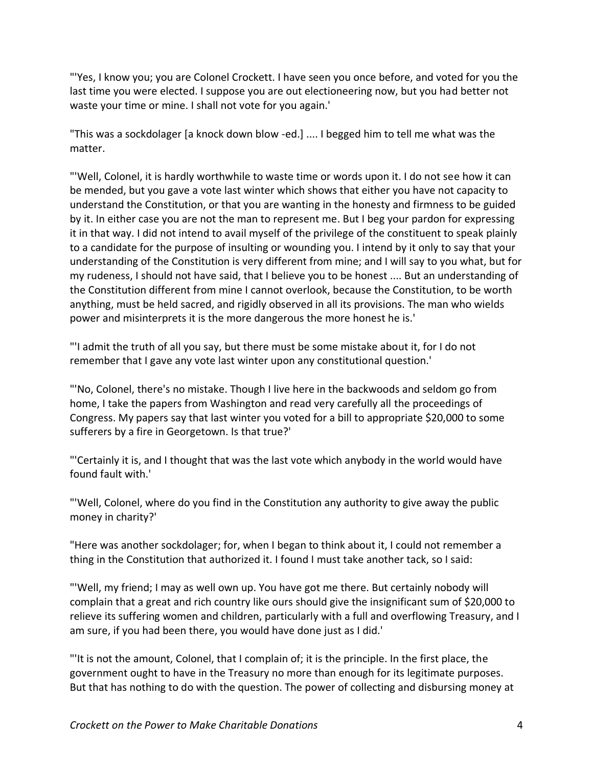"'Yes, I know you; you are Colonel Crockett. I have seen you once before, and voted for you the last time you were elected. I suppose you are out electioneering now, but you had better not waste your time or mine. I shall not vote for you again.'

"This was a sockdolager [a knock down blow -ed.] .... I begged him to tell me what was the matter.

"'Well, Colonel, it is hardly worthwhile to waste time or words upon it. I do not see how it can be mended, but you gave a vote last winter which shows that either you have not capacity to understand the Constitution, or that you are wanting in the honesty and firmness to be guided by it. In either case you are not the man to represent me. But I beg your pardon for expressing it in that way. I did not intend to avail myself of the privilege of the constituent to speak plainly to a candidate for the purpose of insulting or wounding you. I intend by it only to say that your understanding of the Constitution is very different from mine; and I will say to you what, but for my rudeness, I should not have said, that I believe you to be honest .... But an understanding of the Constitution different from mine I cannot overlook, because the Constitution, to be worth anything, must be held sacred, and rigidly observed in all its provisions. The man who wields power and misinterprets it is the more dangerous the more honest he is.'

"'I admit the truth of all you say, but there must be some mistake about it, for I do not remember that I gave any vote last winter upon any constitutional question.'

"'No, Colonel, there's no mistake. Though I live here in the backwoods and seldom go from home, I take the papers from Washington and read very carefully all the proceedings of Congress. My papers say that last winter you voted for a bill to appropriate $20,000 to some sufferers by a fire in Georgetown. Is that true?'

"'Certainly it is, and I thought that was the last vote which anybody in the world would have found fault with.'

"'Well, Colonel, where do you find in the Constitution any authority to give away the public money in charity?'

"Here was another sockdolager; for, when I began to think about it, I could not remember a thing in the Constitution that authorized it. I found I must take another tack, so I said:

"'Well, my friend; I may as well own up. You have got me there. But certainly nobody will complain that a great and rich country like ours should give the insignificant sum of $20,000 to relieve its suffering women and children, particularly with a full and overflowing Treasury, and I am sure, if you had been there, you would have done just as I did.'

"'It is not the amount, Colonel, that I complain of; it is the principle. In the first place, the government ought to have in the Treasury no more than enough for its legitimate purposes. But that has nothing to do with the question. The power of collecting and disbursing money at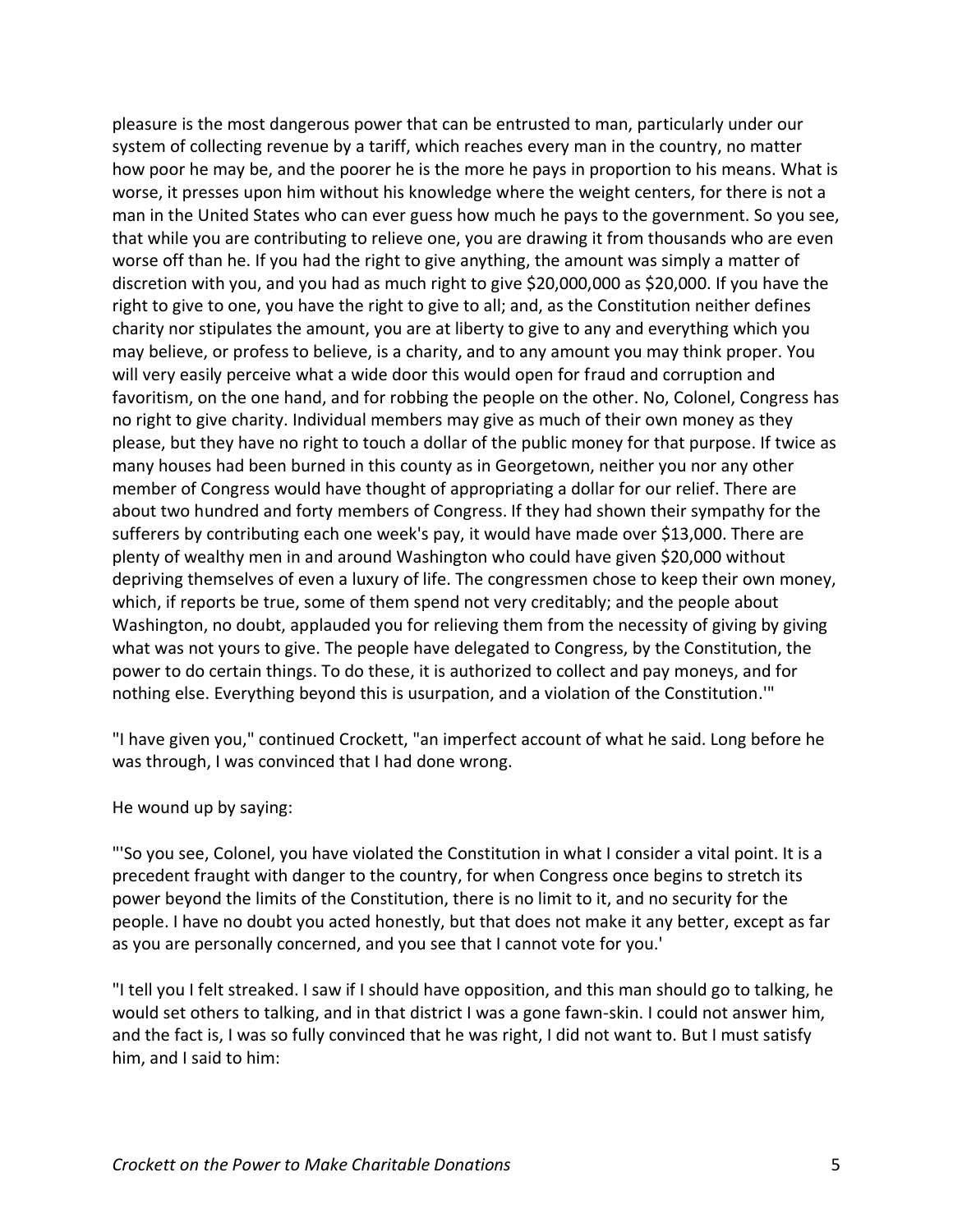pleasure is the most dangerous power that can be entrusted to man, particularly under our system of collecting revenue by a tariff, which reaches every man in the country, no matter how poor he may be, and the poorer he is the more he pays in proportion to his means. What is worse, it presses upon him without his knowledge where the weight centers, for there is not a man in the United States who can ever guess how much he pays to the government. So you see, that while you are contributing to relieve one, you are drawing it from thousands who are even worse off than he. If you had the right to give anything, the amount was simply a matter of discretion with you, and you had as much right to give $20,000,000 as $20,000. If you have the right to give to one, you have the right to give to all; and, as the Constitution neither defines charity nor stipulates the amount, you are at liberty to give to any and everything which you may believe, or profess to believe, is a charity, and to any amount you may think proper. You will very easily perceive what a wide door this would open for fraud and corruption and favoritism, on the one hand, and for robbing the people on the other. No, Colonel, Congress has no right to give charity. Individual members may give as much of their own money as they please, but they have no right to touch a dollar of the public money for that purpose. If twice as many houses had been burned in this county as in Georgetown, neither you nor any other member of Congress would have thought of appropriating a dollar for our relief. There are about two hundred and forty members of Congress. If they had shown their sympathy for the sufferers by contributing each one week's pay, it would have made over $13,000. There are plenty of wealthy men in and around Washington who could have given $20,000 without depriving themselves of even a luxury of life. The congressmen chose to keep their own money, which, if reports be true, some of them spend not very creditably; and the people about Washington, no doubt, applauded you for relieving them from the necessity of giving by giving what was not yours to give. The people have delegated to Congress, by the Constitution, the power to do certain things. To do these, it is authorized to collect and pay moneys, and for nothing else. Everything beyond this is usurpation, and a violation of the Constitution.'"

"I have given you," continued Crockett, "an imperfect account of what he said. Long before he was through, I was convinced that I had done wrong.

He wound up by saying:

"'So you see, Colonel, you have violated the Constitution in what I consider a vital point. It is a precedent fraught with danger to the country, for when Congress once begins to stretch its power beyond the limits of the Constitution, there is no limit to it, and no security for the people. I have no doubt you acted honestly, but that does not make it any better, except as far as you are personally concerned, and you see that I cannot vote for you.'

"I tell you I felt streaked. I saw if I should have opposition, and this man should go to talking, he would set others to talking, and in that district I was a gone fawn-skin. I could not answer him, and the fact is, I was so fully convinced that he was right, I did not want to. But I must satisfy him, and I said to him: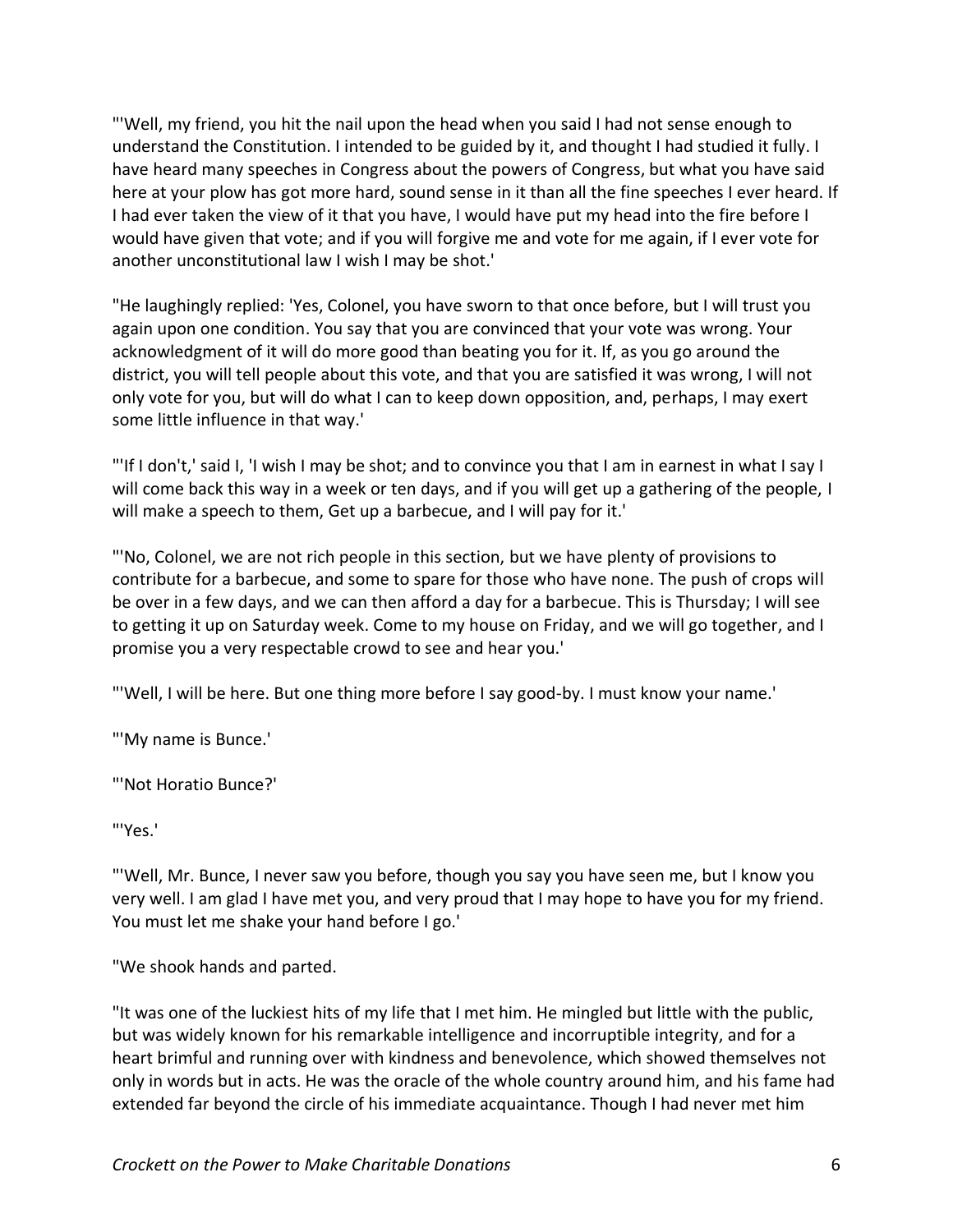"'Well, my friend, you hit the nail upon the head when you said I had not sense enough to understand the Constitution. I intended to be guided by it, and thought I had studied it fully. I have heard many speeches in Congress about the powers of Congress, but what you have said here at your plow has got more hard, sound sense in it than all the fine speeches I ever heard. If I had ever taken the view of it that you have, I would have put my head into the fire before I would have given that vote; and if you will forgive me and vote for me again, if I ever vote for another unconstitutional law I wish I may be shot.'

"He laughingly replied: 'Yes, Colonel, you have sworn to that once before, but I will trust you again upon one condition. You say that you are convinced that your vote was wrong. Your acknowledgment of it will do more good than beating you for it. If, as you go around the district, you will tell people about this vote, and that you are satisfied it was wrong, I will not only vote for you, but will do what I can to keep down opposition, and, perhaps, I may exert some little influence in that way.'

"'If I don't,' said I, 'I wish I may be shot; and to convince you that I am in earnest in what I say I will come back this way in a week or ten days, and if you will get up a gathering of the people, I will make a speech to them, Get up a barbecue, and I will pay for it.'

"'No, Colonel, we are not rich people in this section, but we have plenty of provisions to contribute for a barbecue, and some to spare for those who have none. The push of crops will be over in a few days, and we can then afford a day for a barbecue. This is Thursday; I will see to getting it up on Saturday week. Come to my house on Friday, and we will go together, and I promise you a very respectable crowd to see and hear you.'

"'Well, I will be here. But one thing more before I say good-by. I must know your name.'

"'My name is Bunce.'

"'Not Horatio Bunce?'

"'Yes.'

"'Well, Mr. Bunce, I never saw you before, though you say you have seen me, but I know you very well. I am glad I have met you, and very proud that I may hope to have you for my friend. You must let me shake your hand before I go.'

"We shook hands and parted.

"It was one of the luckiest hits of my life that I met him. He mingled but little with the public, but was widely known for his remarkable intelligence and incorruptible integrity, and for a heart brimful and running over with kindness and benevolence, which showed themselves not only in words but in acts. He was the oracle of the whole country around him, and his fame had extended far beyond the circle of his immediate acquaintance. Though I had never met him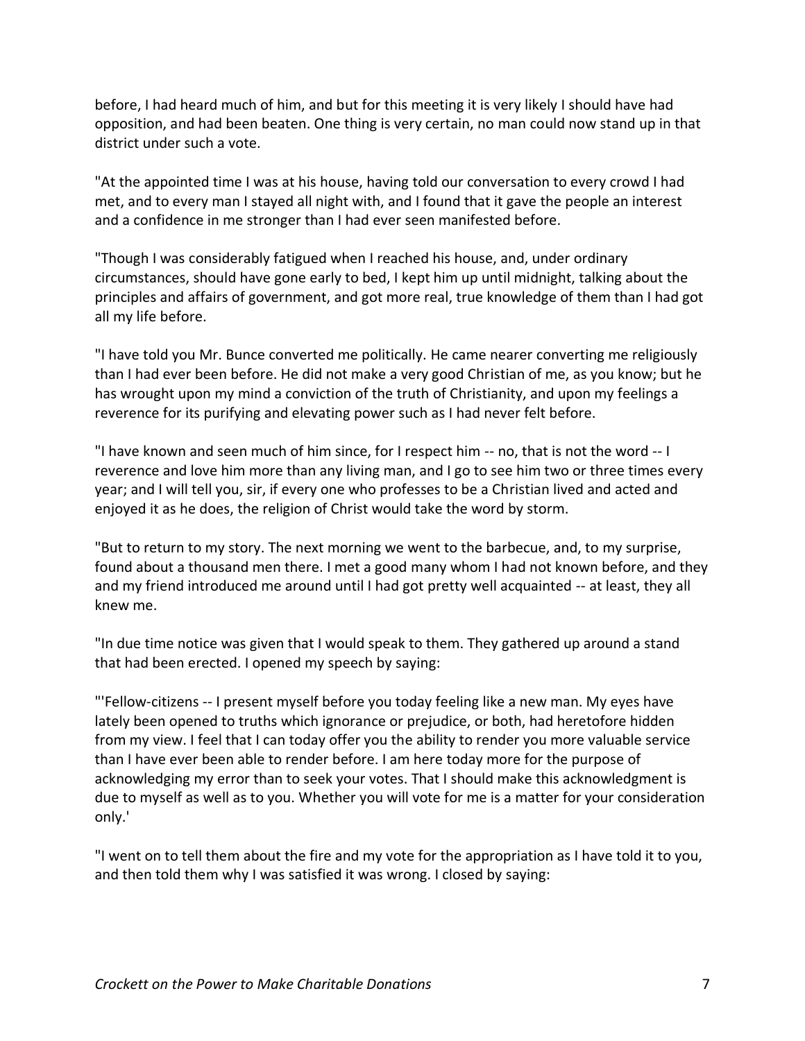before, I had heard much of him, and but for this meeting it is very likely I should have had opposition, and had been beaten. One thing is very certain, no man could now stand up in that district under such a vote.

"At the appointed time I was at his house, having told our conversation to every crowd I had met, and to every man I stayed all night with, and I found that it gave the people an interest and a confidence in me stronger than I had ever seen manifested before.

"Though I was considerably fatigued when I reached his house, and, under ordinary circumstances, should have gone early to bed, I kept him up until midnight, talking about the principles and affairs of government, and got more real, true knowledge of them than I had got all my life before.

"I have told you Mr. Bunce converted me politically. He came nearer converting me religiously than I had ever been before. He did not make a very good Christian of me, as you know; but he has wrought upon my mind a conviction of the truth of Christianity, and upon my feelings a reverence for its purifying and elevating power such as I had never felt before.

"I have known and seen much of him since, for I respect him -- no, that is not the word -- I reverence and love him more than any living man, and I go to see him two or three times every year; and I will tell you, sir, if every one who professes to be a Christian lived and acted and enjoyed it as he does, the religion of Christ would take the word by storm.

"But to return to my story. The next morning we went to the barbecue, and, to my surprise, found about a thousand men there. I met a good many whom I had not known before, and they and my friend introduced me around until I had got pretty well acquainted -- at least, they all knew me.

"In due time notice was given that I would speak to them. They gathered up around a stand that had been erected. I opened my speech by saying:

"'Fellow-citizens -- I present myself before you today feeling like a new man. My eyes have lately been opened to truths which ignorance or prejudice, or both, had heretofore hidden from my view. I feel that I can today offer you the ability to render you more valuable service than I have ever been able to render before. I am here today more for the purpose of acknowledging my error than to seek your votes. That I should make this acknowledgment is due to myself as well as to you. Whether you will vote for me is a matter for your consideration only.'

"I went on to tell them about the fire and my vote for the appropriation as I have told it to you, and then told them why I was satisfied it was wrong. I closed by saying: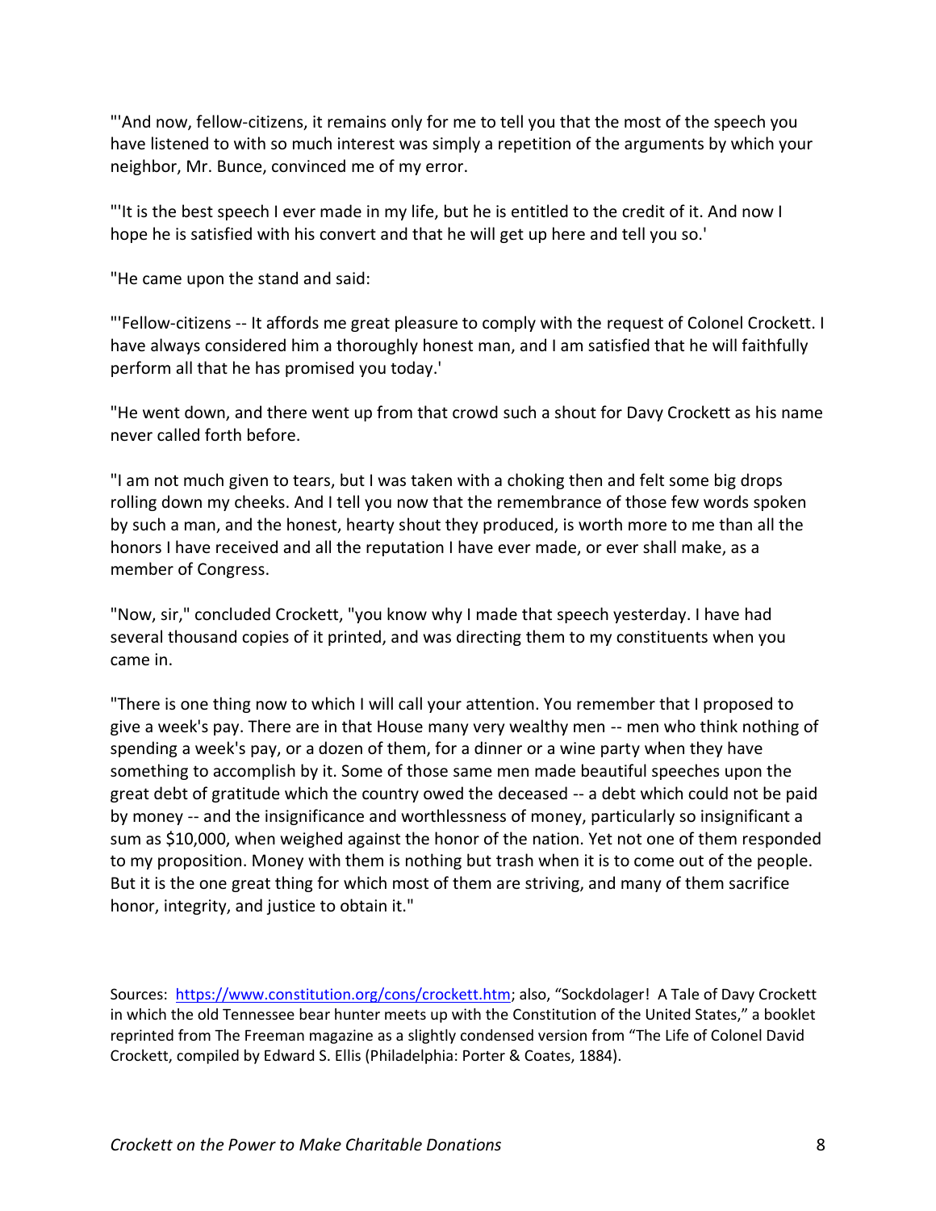"'And now, fellow-citizens, it remains only for me to tell you that the most of the speech you have listened to with so much interest was simply a repetition of the arguments by which your neighbor, Mr. Bunce, convinced me of my error.

"'It is the best speech I ever made in my life, but he is entitled to the credit of it. And now I hope he is satisfied with his convert and that he will get up here and tell you so.'

"He came upon the stand and said:

"'Fellow-citizens -- It affords me great pleasure to comply with the request of Colonel Crockett. I have always considered him a thoroughly honest man, and I am satisfied that he will faithfully perform all that he has promised you today.'

"He went down, and there went up from that crowd such a shout for Davy Crockett as his name never called forth before.

"I am not much given to tears, but I was taken with a choking then and felt some big drops rolling down my cheeks. And I tell you now that the remembrance of those few words spoken by such a man, and the honest, hearty shout they produced, is worth more to me than all the honors I have received and all the reputation I have ever made, or ever shall make, as a member of Congress.

"Now, sir," concluded Crockett, "you know why I made that speech yesterday. I have had several thousand copies of it printed, and was directing them to my constituents when you came in.

"There is one thing now to which I will call your attention. You remember that I proposed to give a week's pay. There are in that House many very wealthy men -- men who think nothing of spending a week's pay, or a dozen of them, for a dinner or a wine party when they have something to accomplish by it. Some of those same men made beautiful speeches upon the great debt of gratitude which the country owed the deceased -- a debt which could not be paid by money -- and the insignificance and worthlessness of money, particularly so insignificant a sum as $10,000, when weighed against the honor of the nation. Yet not one of them responded to my proposition. Money with them is nothing but trash when it is to come out of the people. But it is the one great thing for which most of them are striving, and many of them sacrifice honor, integrity, and justice to obtain it."

Sources: [https://www.constitution.org/cons/crockett.htm](https://www.constitution.org/cons/crockett.htm); also, "Sockdolager! A Tale of Davy Crockett in which the old Tennessee bear hunter meets up with the Constitution of the United States," a booklet reprinted from The Freeman magazine as a slightly condensed version from "The Life of Colonel David Crockett, compiled by Edward S. Ellis (Philadelphia: Porter & Coates, 1884).